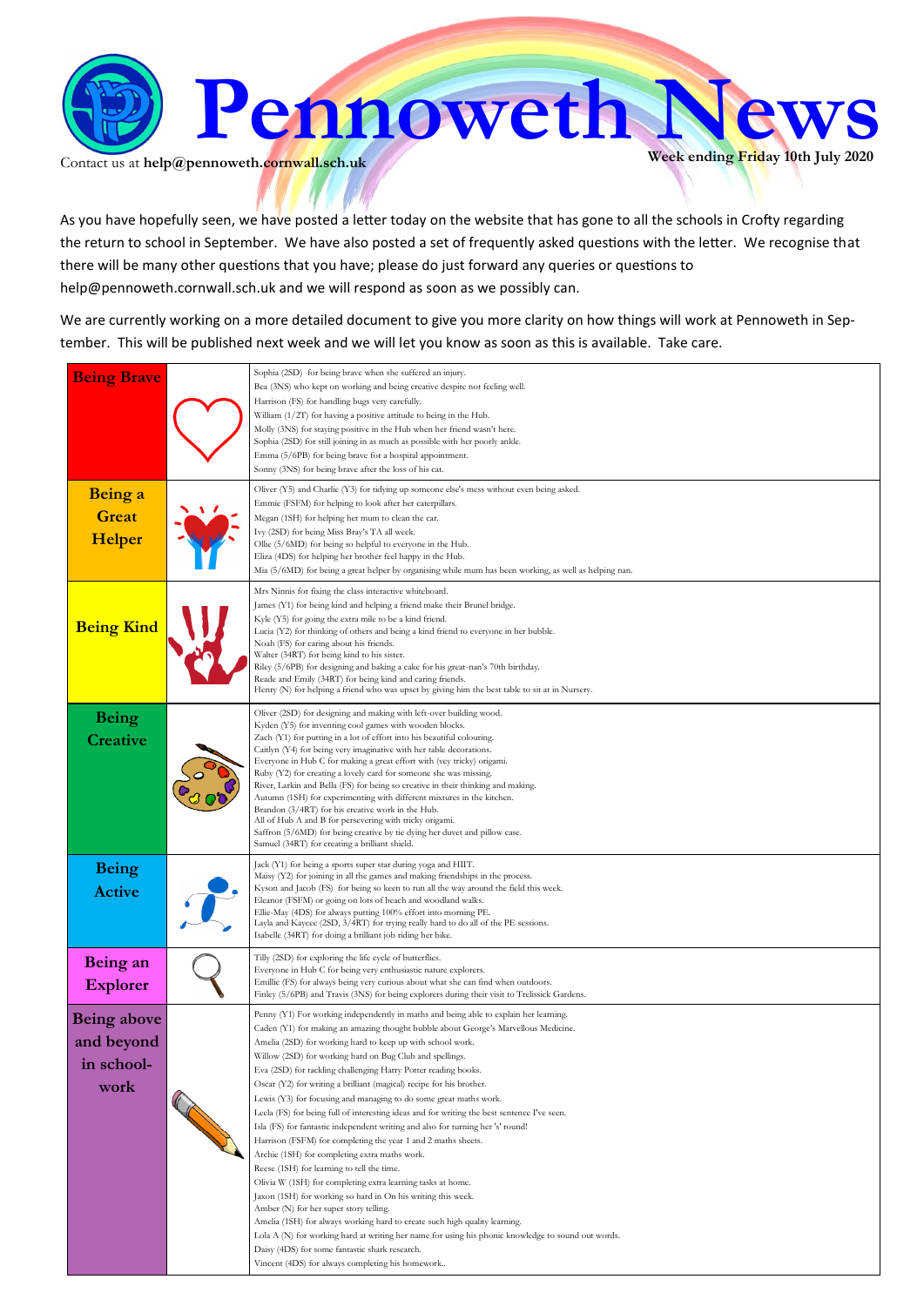# Pennoweth News

Contact us at **help@pennoweth.cornwall.sch.uk**

**Week ending Friday 10th July 2020**

As you have hopefully seen, we have posted a letter today on the website that has gone to all the schools in Crofty regarding the return to school in September. We have also posted a set of frequently asked questions with the letter. We recognise that there will be many other questions that you have; please do just forward any queries or questions to help@pennoweth.cornwall.sch.uk and we will respond as soon as we possibly can.

We are currently working on a more detailed document to give you more clarity on how things will work at Pennoweth in September. This will be published next week and we will let you know as soon as this is available. Take care.

| | |
|---|---|
| **Being Brave** | Sophia (2SD) for being brave when she suffered an injury.<br>Bea (3NS) who kept on working and being creative despite not feeling well.<br>Harrison (FS) for handling bugs very carefully.<br>William (1/2T) for having a positive attitude to being in the Hub.<br>Molly (3NS) for staying positive in the Hub when her friend wasn't here.<br>Sophia (2SD) for still joining in as much as possible with her poorly ankle.<br>Emma (5/6PB) for being brave for a hospital appointment.<br>Sonny (3NS) for being brave after the loss of his cat. |
| **Being a Great Helper** | Oliver (Y5) and Charlie (Y3) for tidying up someone else's mess without even being asked.<br>Emmie (FSFM) for helping to look after her caterpillars.<br>Megan (1SH) for helping her mum to clean the car.<br>Ivy (2SD) for being Miss Bray's TA all week.<br>Ollie (5/6MD) for being so helpful to everyone in the Hub.<br>Eliza (4DS) for helping her brother feel happy in the Hub.<br>Mia (5/6MD) for being a great helper by organising while mum has been working, as well as helping nan. |
| **Being Kind** | Mrs Ninnis for fixing the class interactive whiteboard.<br>James (Y1) for being kind and helping a friend make their Brunel bridge.<br>Kyle (Y5) for going the extra mile to be a kind friend.<br>Lucia (Y2) for thinking of others and being a kind friend to everyone in her bubble.<br>Noah (FS) for caring about his friends.<br>Walter (34RT) for being kind to his sister.<br>Riley (5/6PB) for designing and baking a cake for his great-nan's 70th birthday.<br>Reade and Emily (34RT) for being kind and caring friends.<br>Henry (N) for helping a friend who was upset by giving him the best table to sit at in Nursery. |
| **Being Creative** | Oliver (2SD) for designing and making with left-over building wood.<br>Kyden (Y5) for inventing cool games with wooden blocks.<br>Zach (Y1) for putting in a lot of effort into his beautiful colouring.<br>Caitlyn (Y4) for being very imaginative with her table decorations.<br>Everyone in Hub C for making a great effort with (vey tricky) origami.<br>Ruby (Y2) for creating a lovely card for someone she was missing.<br>River, Larkin and Bella (FS) for being so creative in their thinking and making.<br>Autumn (1SH) for experimenting with different mixtures in the kitchen.<br>Brandon (3/4RT) for his creative work in the Hub.<br>All of Hub A and B for persevering with tricky origami.<br>Saffron (5/6MD) for being creative by tie dying her duvet and pillow case.<br>Samuel (34RT) for creating a brilliant shield. |
| **Being Active** | Jack (Y1) for being a sports super star during yoga and HIIT.<br>Maisy (Y2) for joining in all the games and making friendships in the process.<br>Kyson and Jacob (FS) for being so keen to run all the way around the field this week.<br>Eleanor (FSFM) or going on lots of beach and woodland walks.<br>Ellie-May (4DS) for always putting 100% effort into morning PE.<br>Layla and Kaycee (2SD, 3/4RT) for trying really hard to do all of the PE sessions.<br>Isabelle (34RT) for doing a brilliant job riding her bike. |
| **Being an Explorer** | Tilly (2SD) for exploring the life cycle of butterflies.<br>Everyone in Hub C for being very enthusiastic nature explorers.<br>Emillie (FS) for always being very curious about what she can find when outdoors.<br>Finley (5/6PB) and Travis (3NS) for being explorers during their visit to Trelissick Gardens. |
| **Being above and beyond in school-work** | Penny (Y1) For working independently in maths and being able to explain her learning.<br>Caden (Y1) for making an amazing thought bubble about George's Marvellous Medicine.<br>Amelia (2SD) for working hard to keep up with school work.<br>Willow (2SD) for working hard on Bug Club and spellings.<br>Eva (2SD) for tackling challenging Harry Potter reading books.<br>Oscar (Y2) for writing a brilliant (magical) recipe for his brother.<br>Lewis (Y3) for focusing and managing to do some great maths work.<br>Leela (FS) for being full of interesting ideas and for writing the best sentence I've seen.<br>Isla (FS) for fantastic independent writing and also for turning her 's' round!<br>Harrison (FSFM) for completing the year 1 and 2 maths sheets.<br>Archie (1SH) for completing extra maths work.<br>Reese (1SH) for learning to tell the time.<br>Olivia W (1SH) for completing extra learning tasks at home.<br>Jaxon (1SH) for working so hard in On his writing this week.<br>Amber (N) for her super story telling.<br>Amelia (1SH) for always working hard to create such high quality learning.<br>Lola A (N) for working hard at writing her name for using his phonic knowledge to sound out words.<br>Daisy (4DS) for some fantastic shark research.<br>Vincent (4DS) for always completing his homework.. |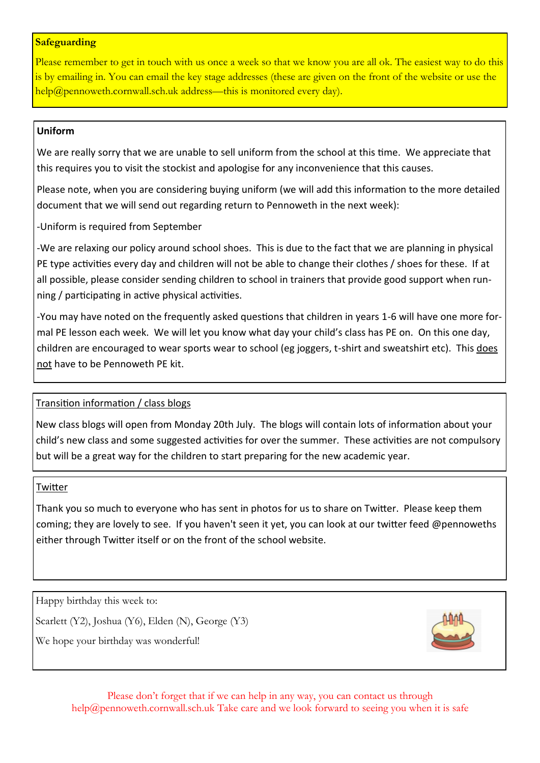**Safeguarding**

Please remember to get in touch with us once a week so that we know you are all ok. The easiest way to do this is by emailing in. You can email the key stage addresses (these are given on the front of the website or use the help@pennoweth.cornwall.sch.uk address—this is monitored every day).

**Uniform**

We are really sorry that we are unable to sell uniform from the school at this time. We appreciate that this requires you to visit the stockist and apologise for any inconvenience that this causes.

Please note, when you are considering buying uniform (we will add this information to the more detailed document that we will send out regarding return to Pennoweth in the next week):

-Uniform is required from September

-We are relaxing our policy around school shoes. This is due to the fact that we are planning in physical PE type activities every day and children will not be able to change their clothes / shoes for these. If at all possible, please consider sending children to school in trainers that provide good support when running / participating in active physical activities.

-You may have noted on the frequently asked questions that children in years 1-6 will have one more formal PE lesson each week. We will let you know what day your child's class has PE on. On this one day, children are encouraged to wear sports wear to school (eg joggers, t-shirt and sweatshirt etc). This does not have to be Pennoweth PE kit.

Transition information / class blogs

New class blogs will open from Monday 20th July. The blogs will contain lots of information about your child's new class and some suggested activities for over the summer. These activities are not compulsory but will be a great way for the children to start preparing for the new academic year.

Twitter

Thank you so much to everyone who has sent in photos for us to share on Twitter. Please keep them coming; they are lovely to see. If you haven't seen it yet, you can look at our twitter feed @pennoweths either through Twitter itself or on the front of the school website.

Happy birthday this week to:

Scarlett (Y2), Joshua (Y6), Elden (N), George (Y3)

We hope your birthday was wonderful!

Please don't forget that if we can help in any way, you can contact us through help@pennoweth.cornwall.sch.uk Take care and we look forward to seeing you when it is safe